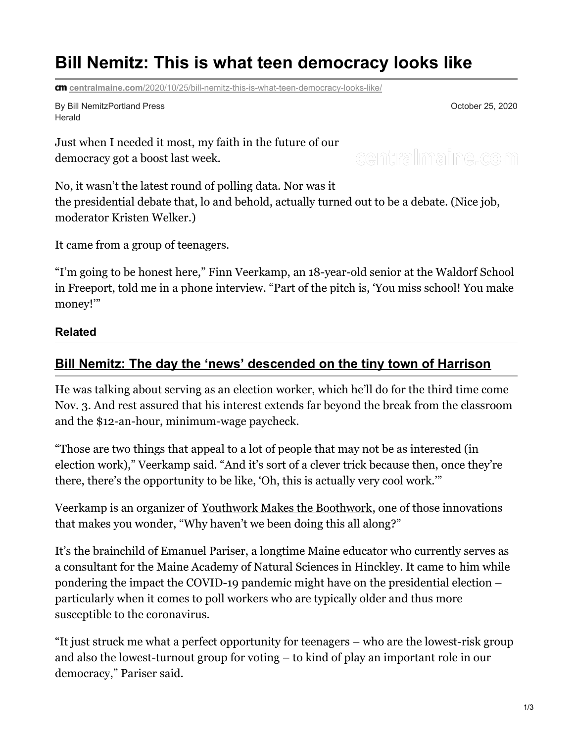# Bill Nemitz: This is what teen democracy looks like

centralmaine.com/2020/10/25/bill-nemitz-this-is-what-teen-democracy-looks-like/

By Bill NemitzPortland Press Herald

October 25, 2020

Just when I needed it most, my faith in the future of our democracy got a boost last week.

No, it wasn't the latest round of polling data. Nor was it the presidential debate that, lo and behold, actually turned out to be a debate. (Nice job, moderator Kristen Welker.)

It came from a group of teenagers.

"I'm going to be honest here," Finn Veerkamp, an 18-year-old senior at the Waldorf School in Freeport, told me in a phone interview. "Part of the pitch is, 'You miss school! You make money!'"

**Related**

## Bill Nemitz: The day the 'news' descended on the tiny town of Harrison

He was talking about serving as an election worker, which he'll do for the third time come Nov. 3. And rest assured that his interest extends far beyond the break from the classroom and the $12-an-hour, minimum-wage paycheck.

"Those are two things that appeal to a lot of people that may not be as interested (in election work)," Veerkamp said. "And it's sort of a clever trick because then, once they're there, there's the opportunity to be like, 'Oh, this is actually very cool work.'"

Veerkamp is an organizer of Youthwork Makes the Boothwork, one of those innovations that makes you wonder, "Why haven't we been doing this all along?"

It's the brainchild of Emanuel Pariser, a longtime Maine educator who currently serves as a consultant for the Maine Academy of Natural Sciences in Hinckley. It came to him while pondering the impact the COVID-19 pandemic might have on the presidential election – particularly when it comes to poll workers who are typically older and thus more susceptible to the coronavirus.

"It just struck me what a perfect opportunity for teenagers – who are the lowest-risk group and also the lowest-turnout group for voting – to kind of play an important role in our democracy," Pariser said.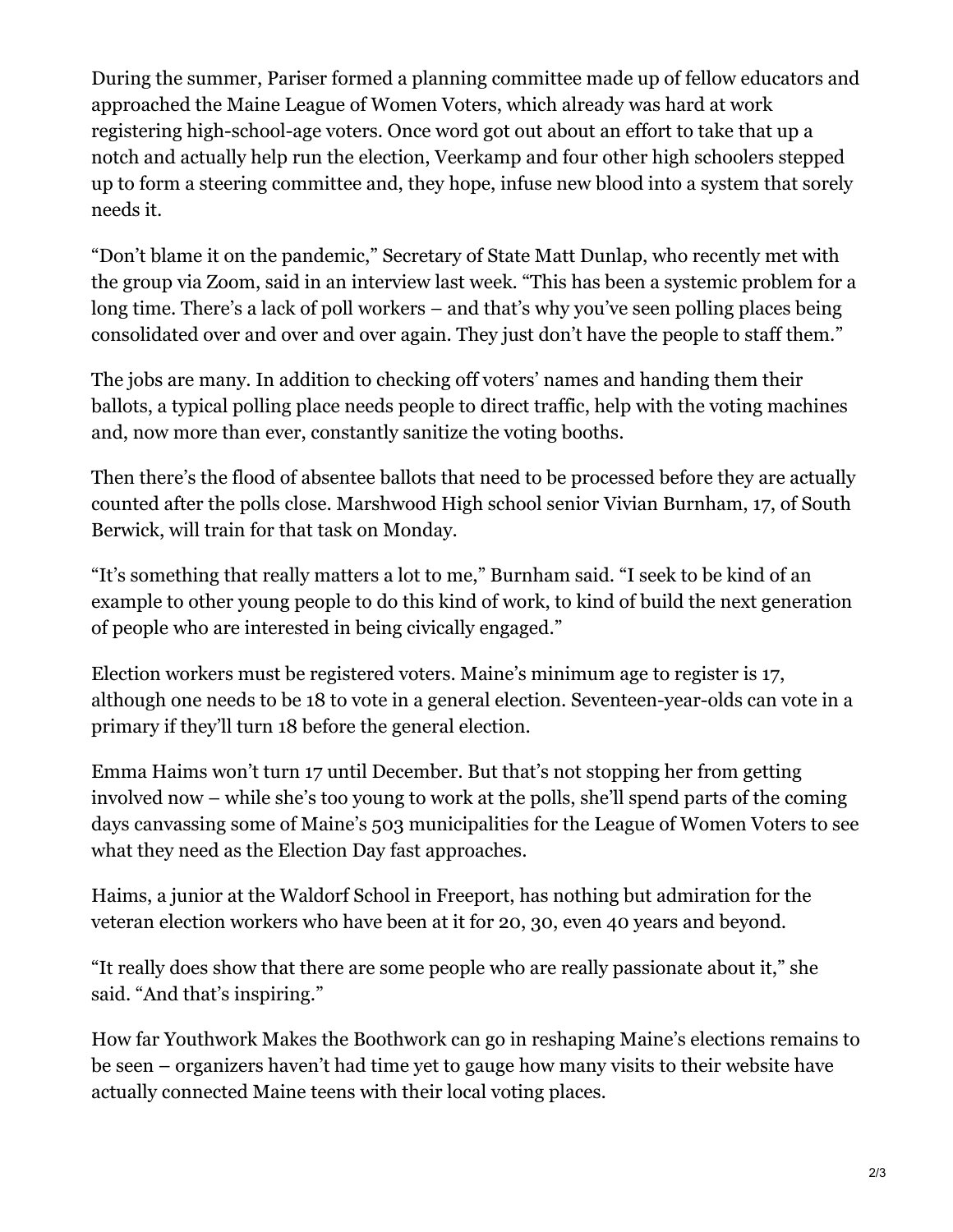During the summer, Pariser formed a planning committee made up of fellow educators and approached the Maine League of Women Voters, which already was hard at work registering high-school-age voters. Once word got out about an effort to take that up a notch and actually help run the election, Veerkamp and four other high schoolers stepped up to form a steering committee and, they hope, infuse new blood into a system that sorely needs it.

"Don't blame it on the pandemic," Secretary of State Matt Dunlap, who recently met with the group via Zoom, said in an interview last week. "This has been a systemic problem for a long time. There's a lack of poll workers – and that's why you've seen polling places being consolidated over and over and over again. They just don't have the people to staff them."

The jobs are many. In addition to checking off voters' names and handing them their ballots, a typical polling place needs people to direct traffic, help with the voting machines and, now more than ever, constantly sanitize the voting booths.

Then there's the flood of absentee ballots that need to be processed before they are actually counted after the polls close. Marshwood High school senior Vivian Burnham, 17, of South Berwick, will train for that task on Monday.

"It's something that really matters a lot to me," Burnham said. "I seek to be kind of an example to other young people to do this kind of work, to kind of build the next generation of people who are interested in being civically engaged."

Election workers must be registered voters. Maine's minimum age to register is 17, although one needs to be 18 to vote in a general election. Seventeen-year-olds can vote in a primary if they'll turn 18 before the general election.

Emma Haims won't turn 17 until December. But that's not stopping her from getting involved now – while she's too young to work at the polls, she'll spend parts of the coming days canvassing some of Maine's 503 municipalities for the League of Women Voters to see what they need as the Election Day fast approaches.

Haims, a junior at the Waldorf School in Freeport, has nothing but admiration for the veteran election workers who have been at it for 20, 30, even 40 years and beyond.

"It really does show that there are some people who are really passionate about it," she said. "And that's inspiring."

How far Youthwork Makes the Boothwork can go in reshaping Maine's elections remains to be seen – organizers haven't had time yet to gauge how many visits to their website have actually connected Maine teens with their local voting places.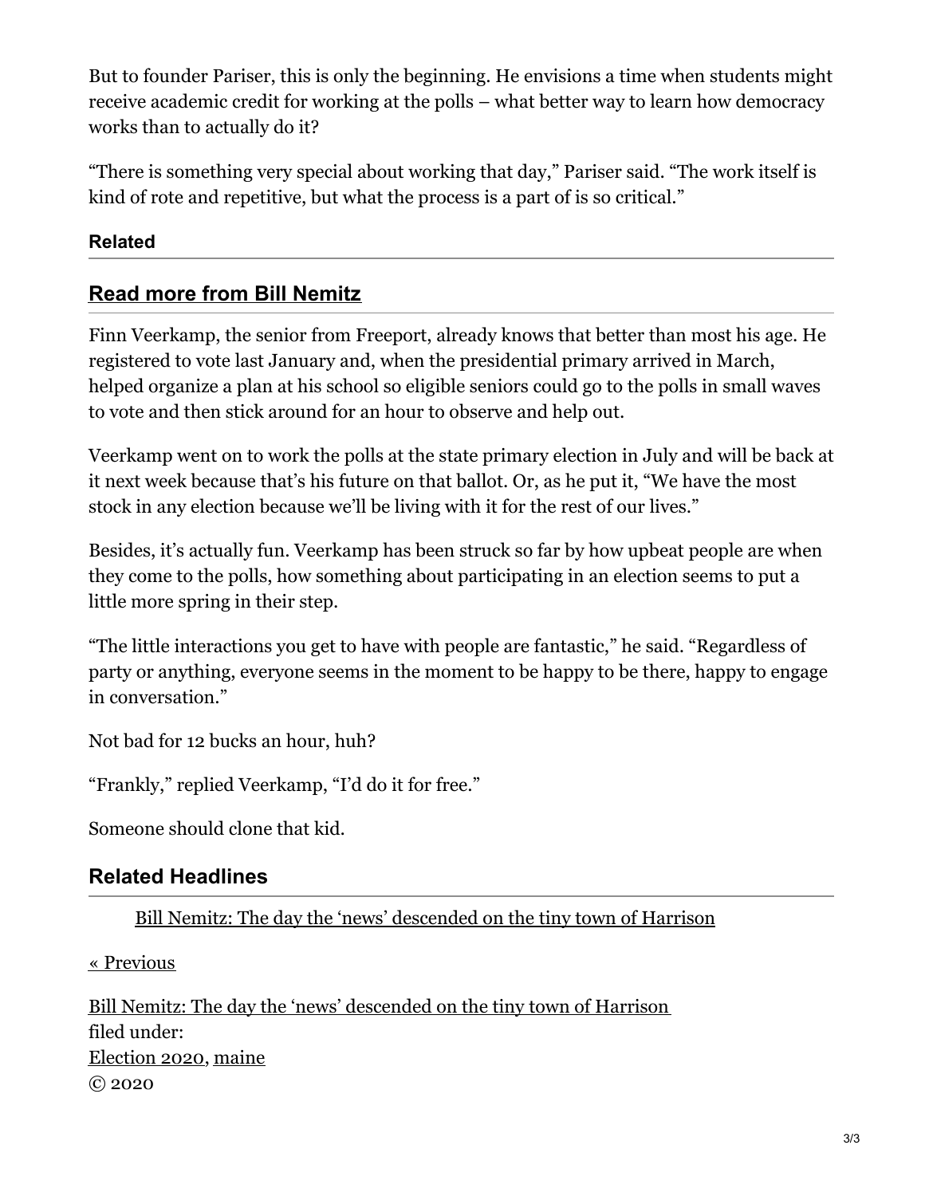But to founder Pariser, this is only the beginning. He envisions a time when students might receive academic credit for working at the polls – what better way to learn how democracy works than to actually do it?

"There is something very special about working that day," Pariser said. "The work itself is kind of rote and repetitive, but what the process is a part of is so critical."

**Related**

## Read more from Bill Nemitz

Finn Veerkamp, the senior from Freeport, already knows that better than most his age. He registered to vote last January and, when the presidential primary arrived in March, helped organize a plan at his school so eligible seniors could go to the polls in small waves to vote and then stick around for an hour to observe and help out.

Veerkamp went on to work the polls at the state primary election in July and will be back at it next week because that's his future on that ballot. Or, as he put it, "We have the most stock in any election because we'll be living with it for the rest of our lives."

Besides, it's actually fun. Veerkamp has been struck so far by how upbeat people are when they come to the polls, how something about participating in an election seems to put a little more spring in their step.

"The little interactions you get to have with people are fantastic," he said. "Regardless of party or anything, everyone seems in the moment to be happy to be there, happy to engage in conversation."

Not bad for 12 bucks an hour, huh?

"Frankly," replied Veerkamp, "I'd do it for free."

Someone should clone that kid.

## Related Headlines

Bill Nemitz: The day the 'news' descended on the tiny town of Harrison

« Previous

Bill Nemitz: The day the 'news' descended on the tiny town of Harrison
filed under:
Election 2020, maine
© 2020